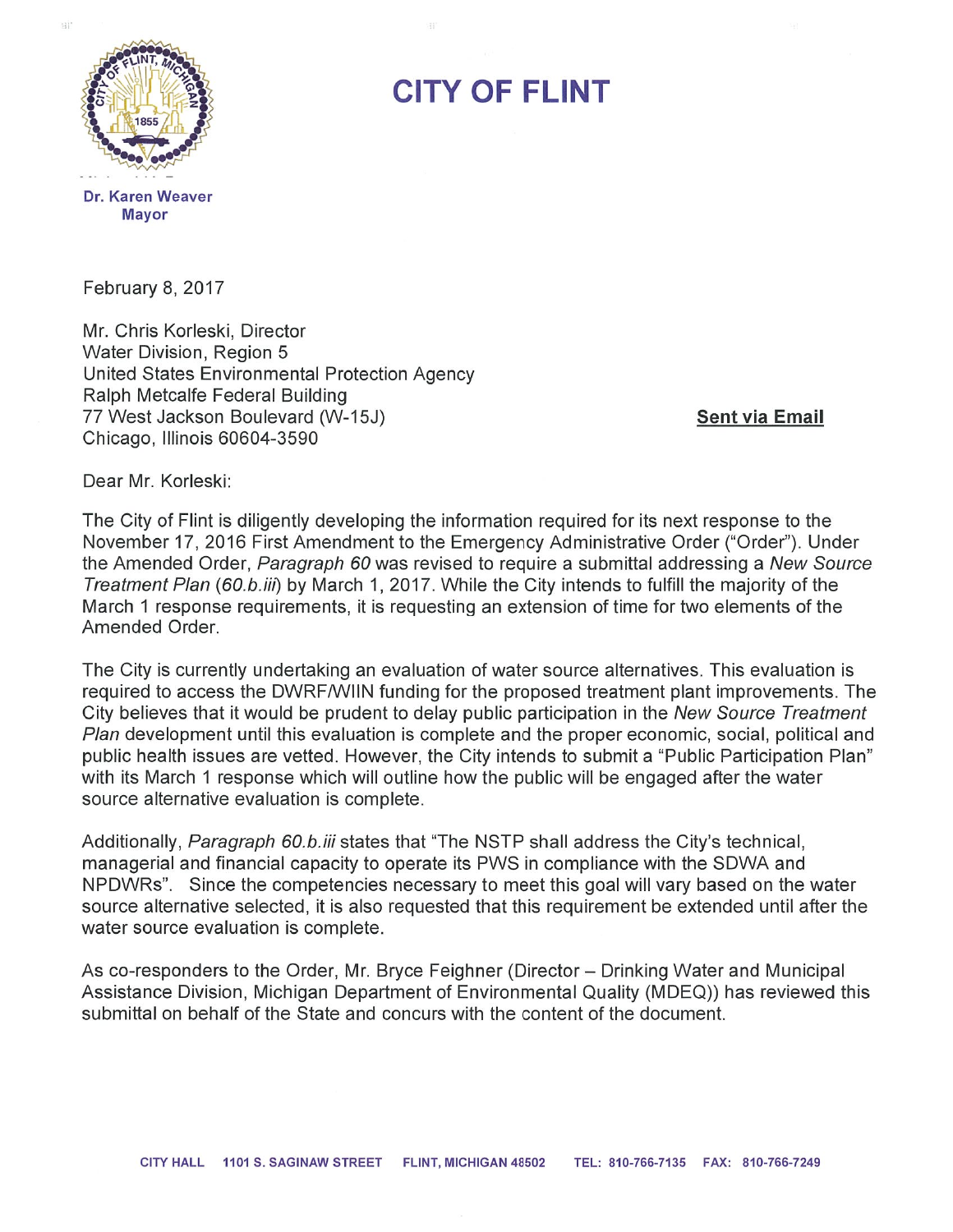# CITY OF FLINT

**Dr. Karen Weaver**
**Mayor**

February 8, 2017

Mr. Chris Korleski, Director
Water Division, Region 5
United States Environmental Protection Agency
Ralph Metcalfe Federal Building
77 West Jackson Boulevard (W-15J)
Chicago, Illinois 60604-3590

**Sent via Email**

Dear Mr. Korleski:

The City of Flint is diligently developing the information required for its next response to the November 17, 2016 First Amendment to the Emergency Administrative Order ("Order"). Under the Amended Order, *Paragraph 60* was revised to require a submittal addressing a *New Source Treatment Plan* (*60.b.iii*) by March 1, 2017. While the City intends to fulfill the majority of the March 1 response requirements, it is requesting an extension of time for two elements of the Amended Order.

The City is currently undertaking an evaluation of water source alternatives. This evaluation is required to access the DWRF/WIIN funding for the proposed treatment plant improvements. The City believes that it would be prudent to delay public participation in the *New Source Treatment Plan* development until this evaluation is complete and the proper economic, social, political and public health issues are vetted. However, the City intends to submit a "Public Participation Plan" with its March 1 response which will outline how the public will be engaged after the water source alternative evaluation is complete.

Additionally, *Paragraph 60.b.iii* states that "The NSTP shall address the City's technical, managerial and financial capacity to operate its PWS in compliance with the SDWA and NPDWRs". Since the competencies necessary to meet this goal will vary based on the water source alternative selected, it is also requested that this requirement be extended until after the water source evaluation is complete.

As co-responders to the Order, Mr. Bryce Feighner (Director – Drinking Water and Municipal Assistance Division, Michigan Department of Environmental Quality (MDEQ)) has reviewed this submittal on behalf of the State and concurs with the content of the document.

CITY HALL 1101 S. SAGINAW STREET FLINT, MICHIGAN 48502 TEL: 810-766-7135 FAX: 810-766-7249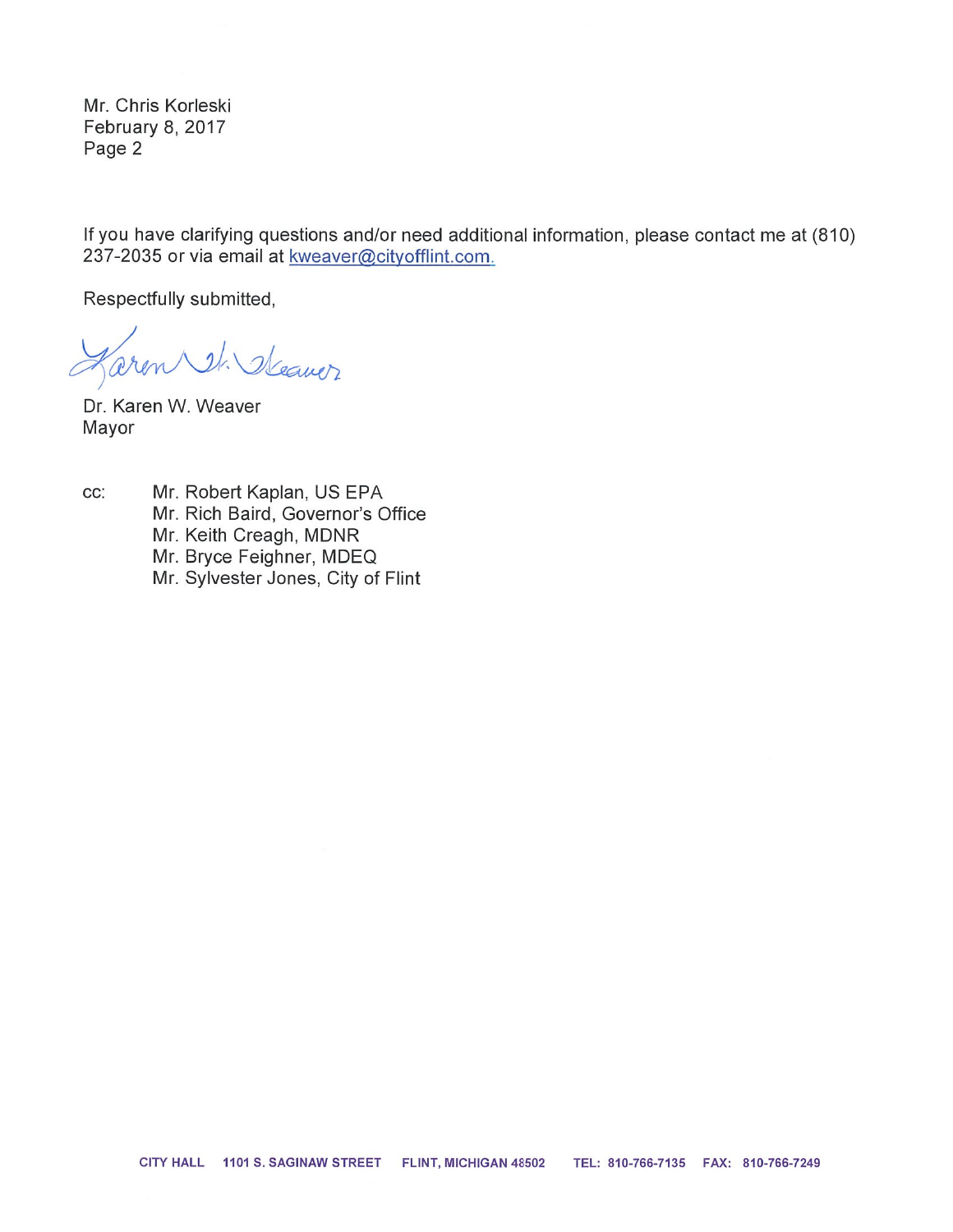If you have clarifying questions and/or need additional information, please contact me at (810) 237-2035 or via email at kweaver@cityofflint.com.

Respectfully submitted,

Dr. Karen W. Weaver
Mayor

cc: Mr. Robert Kaplan, US EPA
Mr. Rich Baird, Governor's Office
Mr. Keith Creagh, MDNR
Mr. Bryce Feighner, MDEQ
Mr. Sylvester Jones, City of Flint